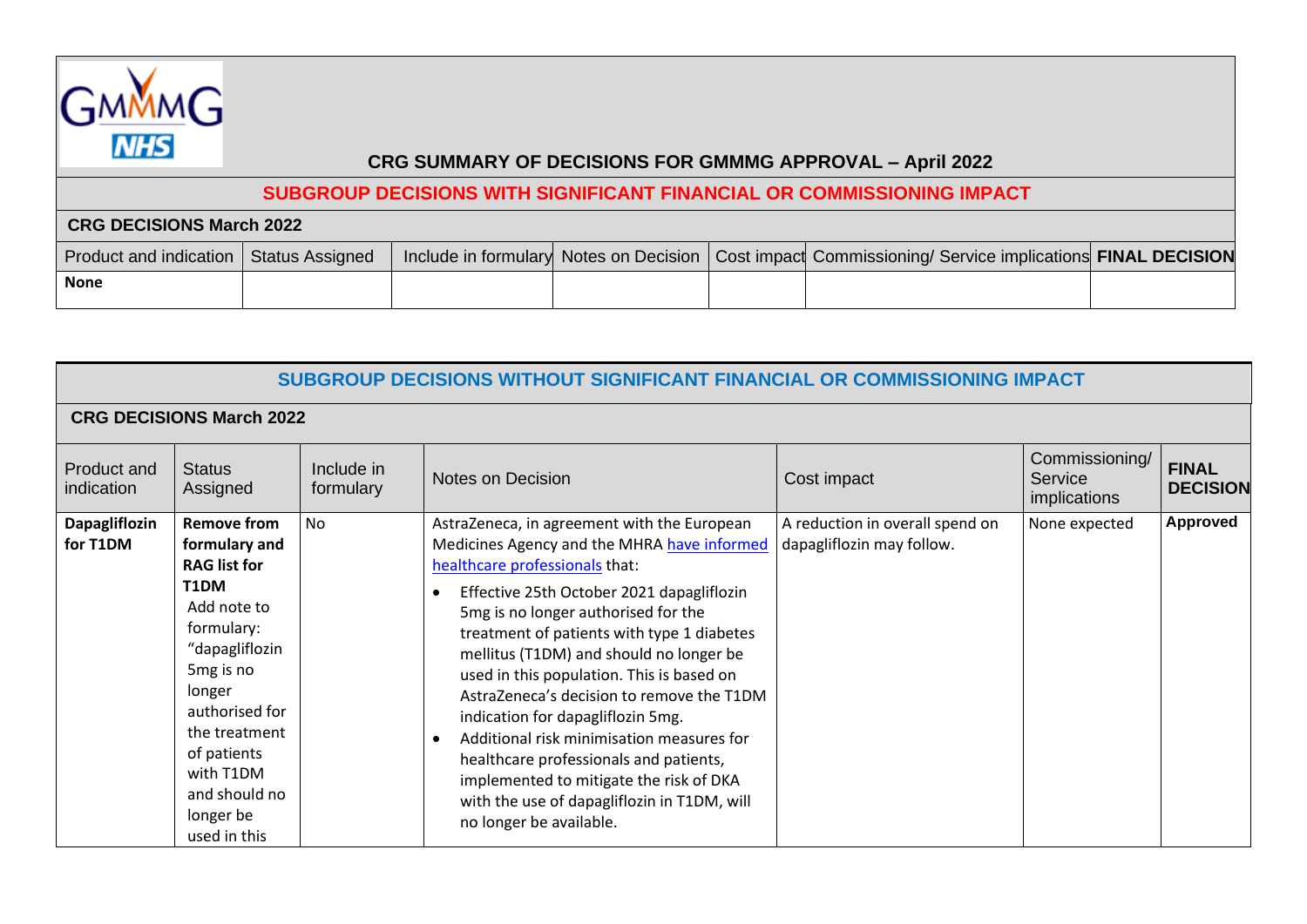# CRG SUMMARY OF DECISIONS FOR GMMMG APPROVAL – April 2022

## SUBGROUP DECISIONS WITH SIGNIFICANT FINANCIAL OR COMMISSIONING IMPACT

**CRG DECISIONS March 2022**

| Product and indication | Status Assigned | Include in formulary | Notes on Decision | Cost impact | Commissioning/ Service implications | FINAL DECISION |
|---|---|---|---|---|---|---|
| **None** | | | | | | |

## SUBGROUP DECISIONS WITHOUT SIGNIFICANT FINANCIAL OR COMMISSIONING IMPACT

**CRG DECISIONS March 2022**

| Product and indication | Status Assigned | Include in formulary | Notes on Decision | Cost impact | Commissioning/ Service implications | FINAL DECISION |
|---|---|---|---|---|---|---|
| **Dapagliflozin for T1DM** | **Remove from formulary and RAG list for T1DM** Add note to formulary: "dapagliflozin 5mg is no longer authorised for the treatment of patients with T1DM and should no longer be used in this | No | AstraZeneca, in agreement with the European Medicines Agency and the MHRA have informed healthcare professionals that: <br>• Effective 25th October 2021 dapagliflozin 5mg is no longer authorised for the treatment of patients with type 1 diabetes mellitus (T1DM) and should no longer be used in this population. This is based on AstraZeneca's decision to remove the T1DM indication for dapagliflozin 5mg. <br>• Additional risk minimisation measures for healthcare professionals and patients, implemented to mitigate the risk of DKA with the use of dapagliflozin in T1DM, will no longer be available. | A reduction in overall spend on dapagliflozin may follow. | None expected | **Approved** |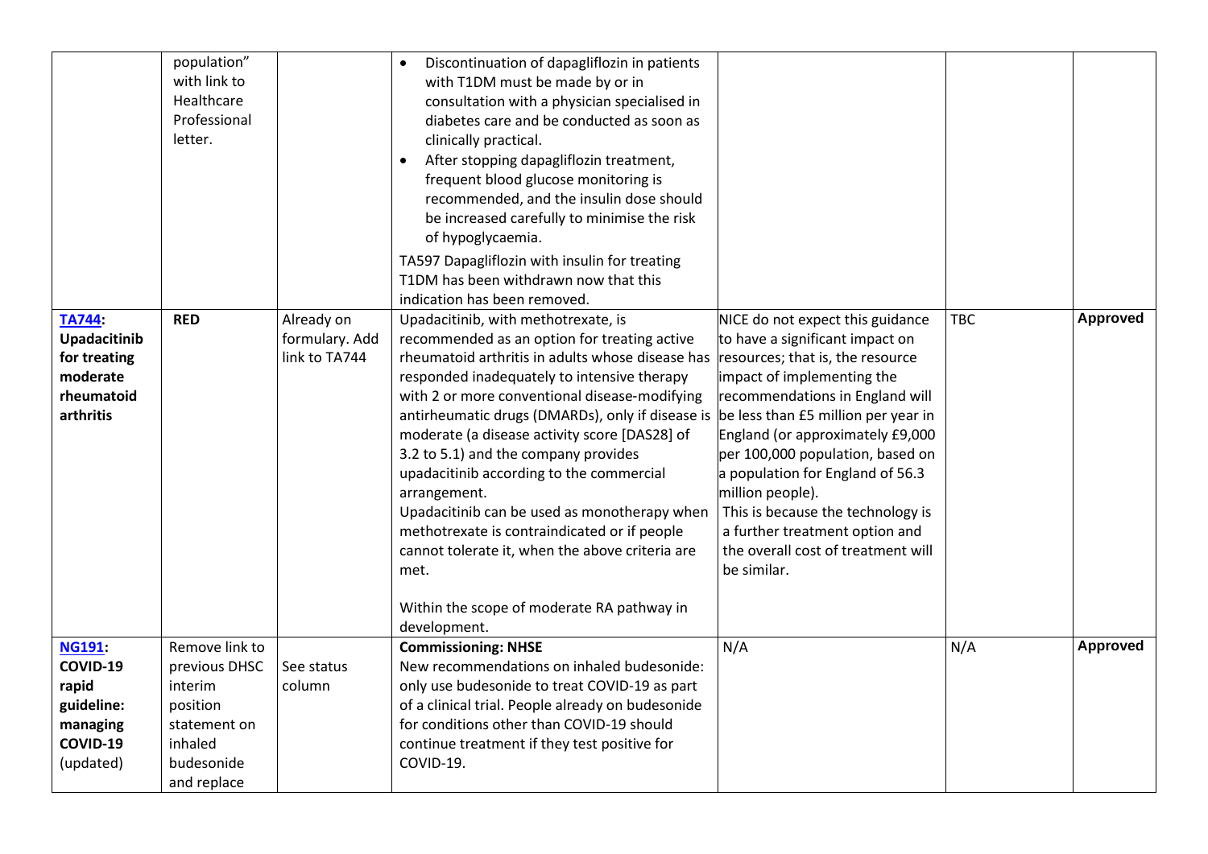| | | | | | | |
|---|---|---|---|---|---|---|
| | population" with link to Healthcare Professional letter. | | • Discontinuation of dapagliflozin in patients with T1DM must be made by or in consultation with a physician specialised in diabetes care and be conducted as soon as clinically practical.<br>• After stopping dapagliflozin treatment, frequent blood glucose monitoring is recommended, and the insulin dose should be increased carefully to minimise the risk of hypoglycaemia.<br>TA597 Dapagliflozin with insulin for treating T1DM has been withdrawn now that this indication has been removed. | | | |
| **TA744: Upadacitinib for treating moderate rheumatoid arthritis** | **RED** | Already on formulary. Add link to TA744 | Upadacitinib, with methotrexate, is recommended as an option for treating active rheumatoid arthritis in adults whose disease has responded inadequately to intensive therapy with 2 or more conventional disease-modifying antirheumatic drugs (DMARDs), only if disease is moderate (a disease activity score [DAS28] of 3.2 to 5.1) and the company provides upadacitinib according to the commercial arrangement.<br>Upadacitinib can be used as monotherapy when methotrexate is contraindicated or if people cannot tolerate it, when the above criteria are met.<br><br>Within the scope of moderate RA pathway in development. | NICE do not expect this guidance to have a significant impact on resources; that is, the resource impact of implementing the recommendations in England will be less than £5 million per year in England (or approximately £9,000 per 100,000 population, based on a population for England of 56.3 million people).<br>This is because the technology is a further treatment option and the overall cost of treatment will be similar. | TBC | **Approved** |
| **NG191: COVID-19 rapid guideline: managing COVID-19** (updated) | Remove link to previous DHSC interim position statement on inhaled budesonide and replace | See status column | **Commissioning: NHSE**<br>New recommendations on inhaled budesonide: only use budesonide to treat COVID-19 as part of a clinical trial. People already on budesonide for conditions other than COVID-19 should continue treatment if they test positive for COVID-19. | N/A | N/A | **Approved** |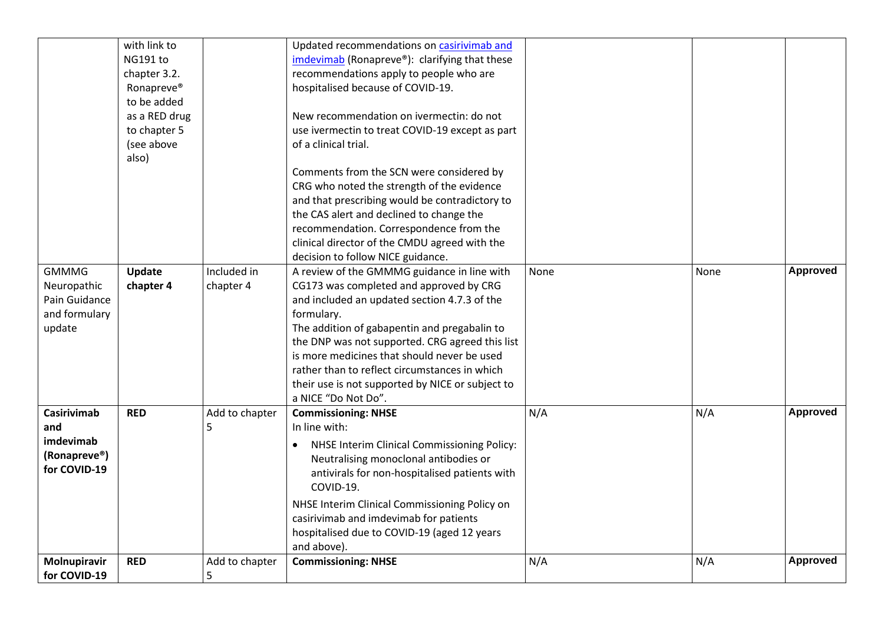| | | | | | | |
|---|---|---|---|---|---|---|
| | with link to NG191 to chapter 3.2. Ronapreve® to be added as a RED drug to chapter 5 (see above also) | | Updated recommendations on [casirivimab and imdevimab]() (Ronapreve®): clarifying that these recommendations apply to people who are hospitalised because of COVID-19.<br><br>New recommendation on ivermectin: do not use ivermectin to treat COVID-19 except as part of a clinical trial.<br><br>Comments from the SCN were considered by CRG who noted the strength of the evidence and that prescribing would be contradictory to the CAS alert and declined to change the recommendation. Correspondence from the clinical director of the CMDU agreed with the decision to follow NICE guidance. | | | |
| GMMMG Neuropathic Pain Guidance and formulary update | **Update chapter 4** | Included in chapter 4 | A review of the GMMMG guidance in line with CG173 was completed and approved by CRG and included an updated section 4.7.3 of the formulary.<br>The addition of gabapentin and pregabalin to the DNP was not supported. CRG agreed this list is more medicines that should never be used rather than to reflect circumstances in which their use is not supported by NICE or subject to a NICE "Do Not Do". | None | None | **Approved** |
| **Casirivimab and imdevimab (Ronapreve®) for COVID-19** | **RED** | Add to chapter 5 | **Commissioning: NHSE**<br>In line with:<br>• NHSE Interim Clinical Commissioning Policy: Neutralising monoclonal antibodies or antivirals for non-hospitalised patients with COVID-19.<br><br>NHSE Interim Clinical Commissioning Policy on casirivimab and imdevimab for patients hospitalised due to COVID-19 (aged 12 years and above). | N/A | N/A | **Approved** |
| **Molnupiravir for COVID-19** | **RED** | Add to chapter 5 | **Commissioning: NHSE** | N/A | N/A | **Approved** |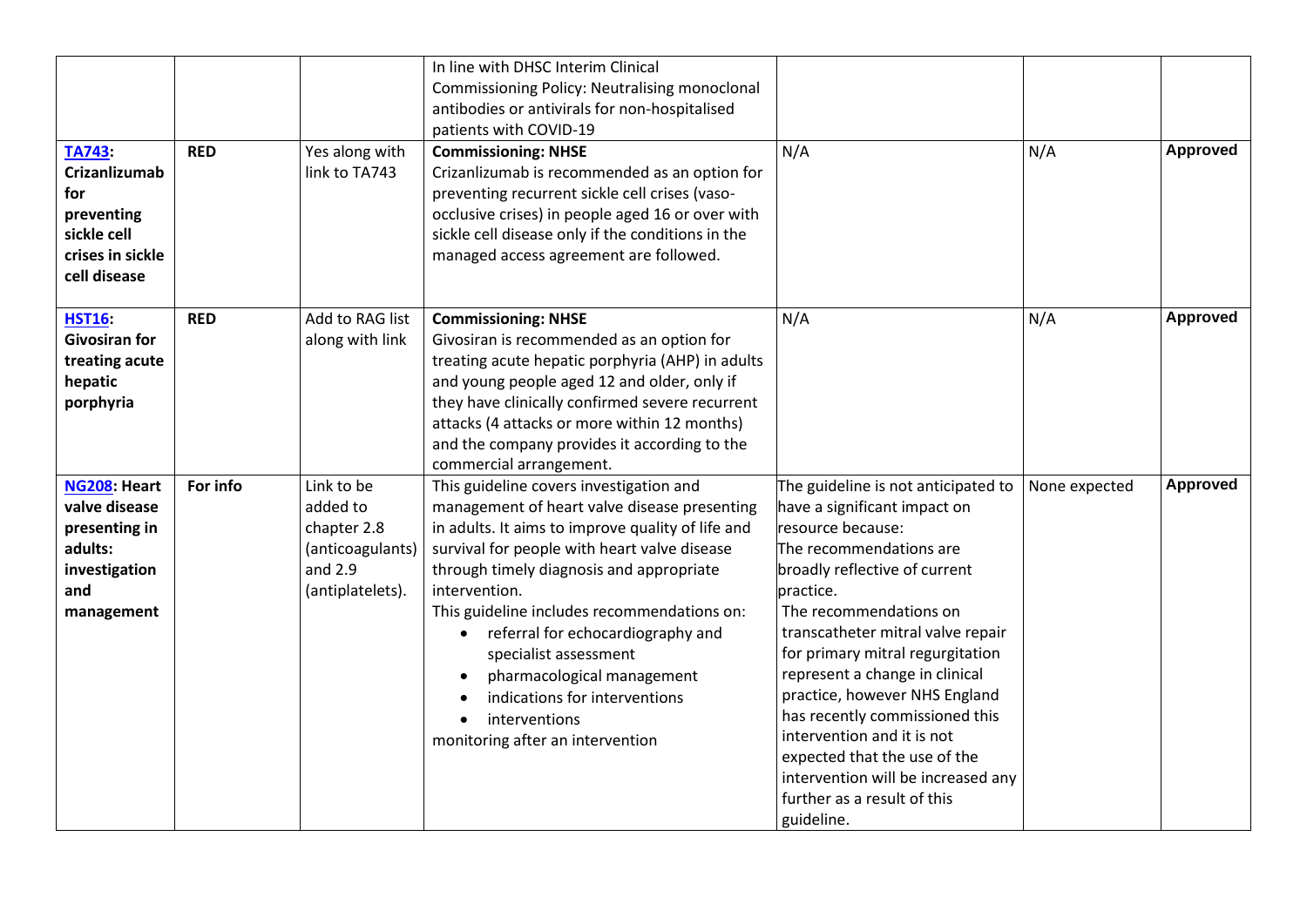| | | | | | | |
|---|---|---|---|---|---|---|
| | | | In line with DHSC Interim Clinical Commissioning Policy: Neutralising monoclonal antibodies or antivirals for non-hospitalised patients with COVID-19 | | | |
| **TA743: Crizanlizumab for preventing sickle cell crises in sickle cell disease** | **RED** | Yes along with link to TA743 | **Commissioning: NHSE**<br>Crizanlizumab is recommended as an option for preventing recurrent sickle cell crises (vaso-occlusive crises) in people aged 16 or over with sickle cell disease only if the conditions in the managed access agreement are followed. | N/A | N/A | **Approved** |
| **HST16: Givosiran for treating acute hepatic porphyria** | **RED** | Add to RAG list along with link | **Commissioning: NHSE**<br>Givosiran is recommended as an option for treating acute hepatic porphyria (AHP) in adults and young people aged 12 and older, only if they have clinically confirmed severe recurrent attacks (4 attacks or more within 12 months) and the company provides it according to the commercial arrangement. | N/A | N/A | **Approved** |
| **NG208: Heart valve disease presenting in adults: investigation and management** | **For info** | Link to be added to chapter 2.8 (anticoagulants) and 2.9 (antiplatelets). | This guideline covers investigation and management of heart valve disease presenting in adults. It aims to improve quality of life and survival for people with heart valve disease through timely diagnosis and appropriate intervention.<br>This guideline includes recommendations on:<br>• referral for echocardiography and specialist assessment<br>• pharmacological management<br>• indications for interventions<br>• interventions<br>monitoring after an intervention | The guideline is not anticipated to have a significant impact on resource because:<br>The recommendations are broadly reflective of current practice.<br>The recommendations on transcatheter mitral valve repair for primary mitral regurgitation represent a change in clinical practice, however NHS England has recently commissioned this intervention and it is not expected that the use of the intervention will be increased any further as a result of this guideline. | None expected | **Approved** |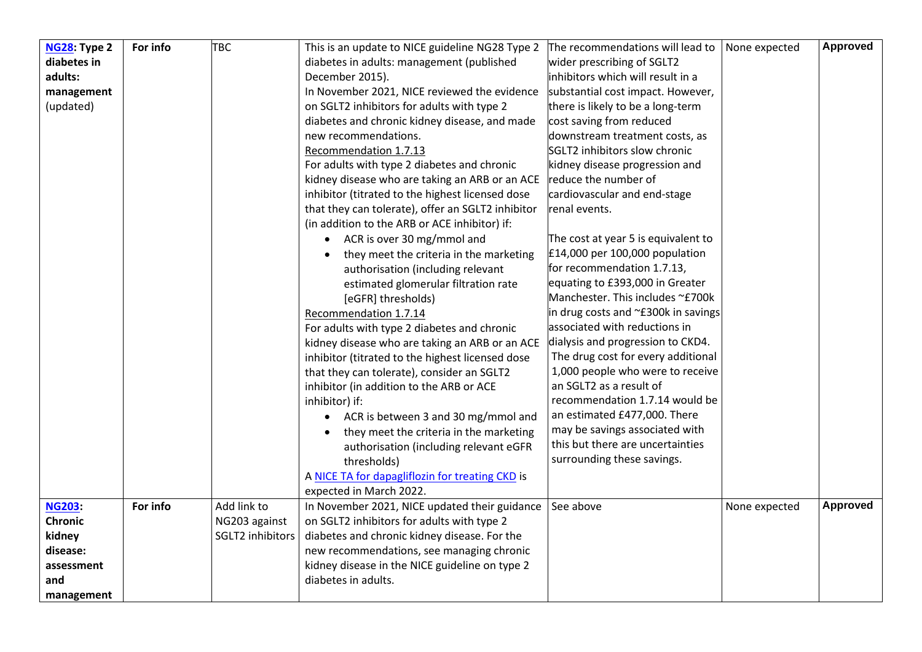| | | | | | | |
|---|---|---|---|---|---|---|
| **NG28: Type 2 diabetes in adults: management** (updated) | **For info** | TBC | This is an update to NICE guideline NG28 Type 2 diabetes in adults: management (published December 2015).<br>In November 2021, NICE reviewed the evidence on SGLT2 inhibitors for adults with type 2 diabetes and chronic kidney disease, and made new recommendations.<br>Recommendation 1.7.13<br>For adults with type 2 diabetes and chronic kidney disease who are taking an ARB or an ACE inhibitor (titrated to the highest licensed dose that they can tolerate), offer an SGLT2 inhibitor (in addition to the ARB or ACE inhibitor) if:<br>• ACR is over 30 mg/mmol and<br>• they meet the criteria in the marketing authorisation (including relevant estimated glomerular filtration rate [eGFR] thresholds)<br>Recommendation 1.7.14<br>For adults with type 2 diabetes and chronic kidney disease who are taking an ARB or an ACE inhibitor (titrated to the highest licensed dose that they can tolerate), consider an SGLT2 inhibitor (in addition to the ARB or ACE inhibitor) if:<br>• ACR is between 3 and 30 mg/mmol and<br>• they meet the criteria in the marketing authorisation (including relevant eGFR thresholds)<br>A NICE TA for dapagliflozin for treating CKD is expected in March 2022. | The recommendations will lead to wider prescribing of SGLT2 inhibitors which will result in a substantial cost impact. However, there is likely to be a long-term cost saving from reduced downstream treatment costs, as SGLT2 inhibitors slow chronic kidney disease progression and reduce the number of cardiovascular and end-stage renal events.<br><br>The cost at year 5 is equivalent to £14,000 per 100,000 population for recommendation 1.7.13, equating to £393,000 in Greater Manchester. This includes ~£700k in drug costs and ~£300k in savings associated with reductions in dialysis and progression to CKD4. The drug cost for every additional 1,000 people who were to receive an SGLT2 as a result of recommendation 1.7.14 would be an estimated £477,000. There may be savings associated with this but there are uncertainties surrounding these savings. | None expected | **Approved** |
| **NG203: Chronic kidney disease: assessment and management** | **For info** | Add link to NG203 against SGLT2 inhibitors | In November 2021, NICE updated their guidance on SGLT2 inhibitors for adults with type 2 diabetes and chronic kidney disease. For the new recommendations, see managing chronic kidney disease in the NICE guideline on type 2 diabetes in adults. | See above | None expected | **Approved** |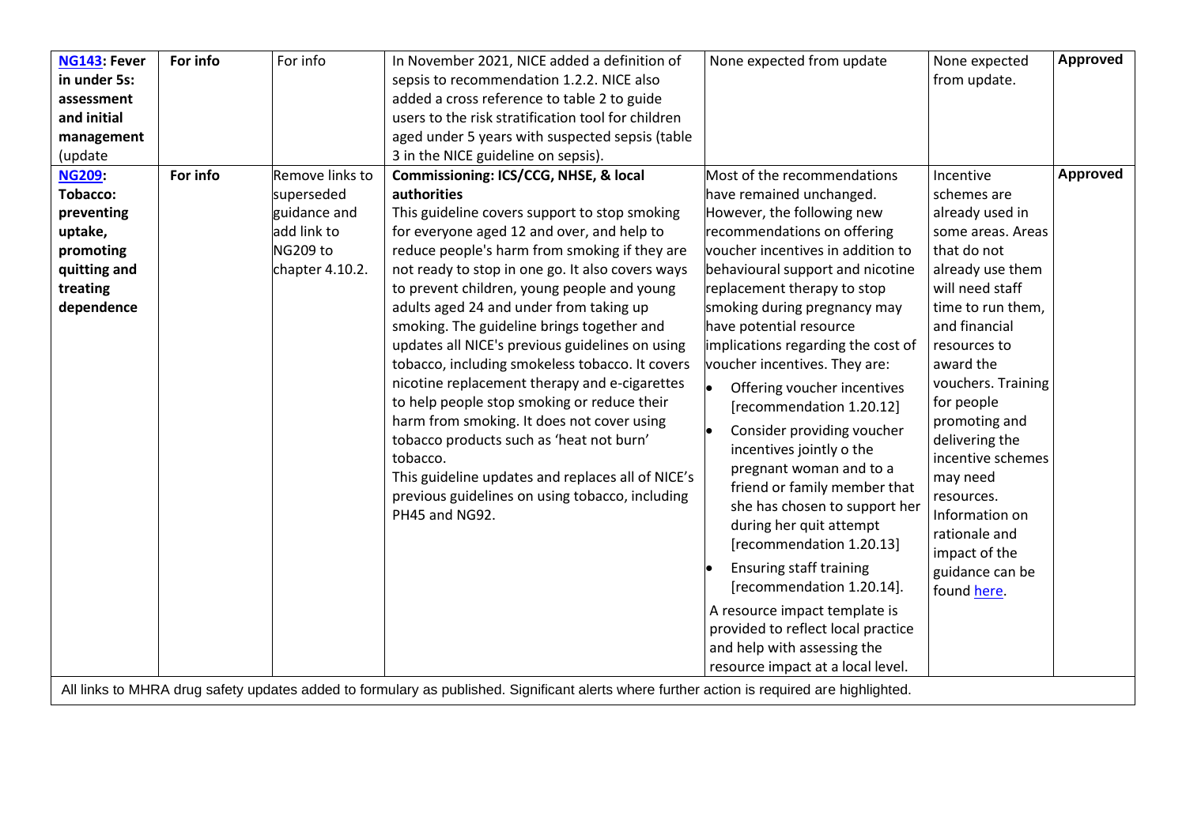| | | | | | | |
|---|---|---|---|---|---|---|
| **NG143: Fever in under 5s: assessment and initial management** (update | **For info** | For info | In November 2021, NICE added a definition of sepsis to recommendation 1.2.2. NICE also added a cross reference to table 2 to guide users to the risk stratification tool for children aged under 5 years with suspected sepsis (table 3 in the NICE guideline on sepsis). | None expected from update | None expected from update. | **Approved** |
| **NG209: Tobacco: preventing uptake, promoting quitting and treating dependence** | **For info** | Remove links to superseded guidance and add link to NG209 to chapter 4.10.2. | **Commissioning: ICS/CCG, NHSE, & local authorities**<br>This guideline covers support to stop smoking for everyone aged 12 and over, and help to reduce people's harm from smoking if they are not ready to stop in one go. It also covers ways to prevent children, young people and young adults aged 24 and under from taking up smoking. The guideline brings together and updates all NICE's previous guidelines on using tobacco, including smokeless tobacco. It covers nicotine replacement therapy and e-cigarettes to help people stop smoking or reduce their harm from smoking. It does not cover using tobacco products such as 'heat not burn' tobacco.<br>This guideline updates and replaces all of NICE's previous guidelines on using tobacco, including PH45 and NG92. | Most of the recommendations have remained unchanged. However, the following new recommendations on offering voucher incentives in addition to behavioural support and nicotine replacement therapy to stop smoking during pregnancy may have potential resource implications regarding the cost of voucher incentives. They are:<br>• Offering voucher incentives [recommendation 1.20.12]<br>• Consider providing voucher incentives jointly o the pregnant woman and to a friend or family member that she has chosen to support her during her quit attempt [recommendation 1.20.13]<br>• Ensuring staff training [recommendation 1.20.14].<br>A resource impact template is provided to reflect local practice and help with assessing the resource impact at a local level. | Incentive schemes are already used in some areas. Areas that do not already use them will need staff time to run them, and financial resources to award the vouchers. Training for people promoting and delivering the incentive schemes may need resources. Information on rationale and impact of the guidance can be found here. | **Approved** |
| All links to MHRA drug safety updates added to formulary as published. Significant alerts where further action is required are highlighted. | | | | | | |